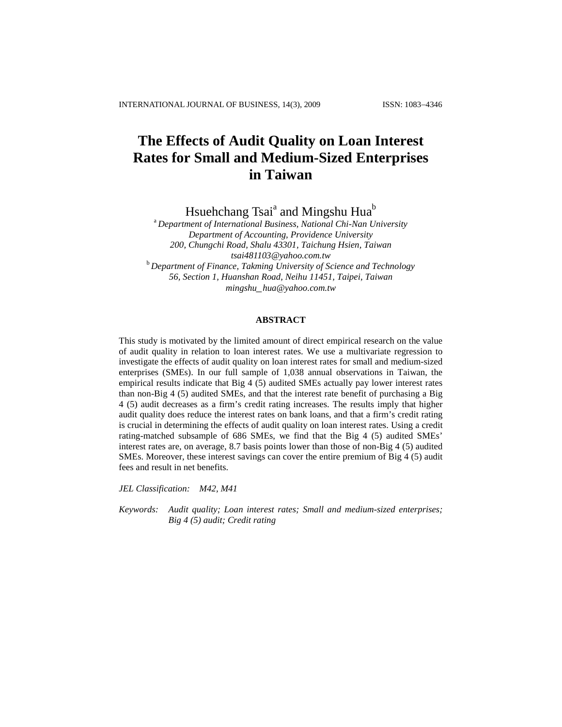# The Effects of Audit Quality on Loan Interest Rates for Small and Medium-Sized Enterprises in Taiwan

Hsuehchang Tsai[a] and Mingshu Hua[b]

[a] *Department of International Business, National Chi-Nan University*
*Department of Accounting, Providence University*
*200, Chungchi Road, Shalu 43301, Taichung Hsien, Taiwan*
*tsai481103@yahoo.com.tw*

[b] *Department of Finance, Takming University of Science and Technology*
*56, Section 1, Huanshan Road, Neihu 11451, Taipei, Taiwan*
*mingshu_hua@yahoo.com.tw*

## ABSTRACT

This study is motivated by the limited amount of direct empirical research on the value of audit quality in relation to loan interest rates. We use a multivariate regression to investigate the effects of audit quality on loan interest rates for small and medium-sized enterprises (SMEs). In our full sample of 1,038 annual observations in Taiwan, the empirical results indicate that Big 4 (5) audited SMEs actually pay lower interest rates than non-Big 4 (5) audited SMEs, and that the interest rate benefit of purchasing a Big 4 (5) audit decreases as a firm's credit rating increases. The results imply that higher audit quality does reduce the interest rates on bank loans, and that a firm's credit rating is crucial in determining the effects of audit quality on loan interest rates. Using a credit rating-matched subsample of 686 SMEs, we find that the Big 4 (5) audited SMEs' interest rates are, on average, 8.7 basis points lower than those of non-Big 4 (5) audited SMEs. Moreover, these interest savings can cover the entire premium of Big 4 (5) audit fees and result in net benefits.

*JEL Classification:* M42, M41

*Keywords:* Audit quality; Loan interest rates; Small and medium-sized enterprises; Big 4 (5) audit; Credit rating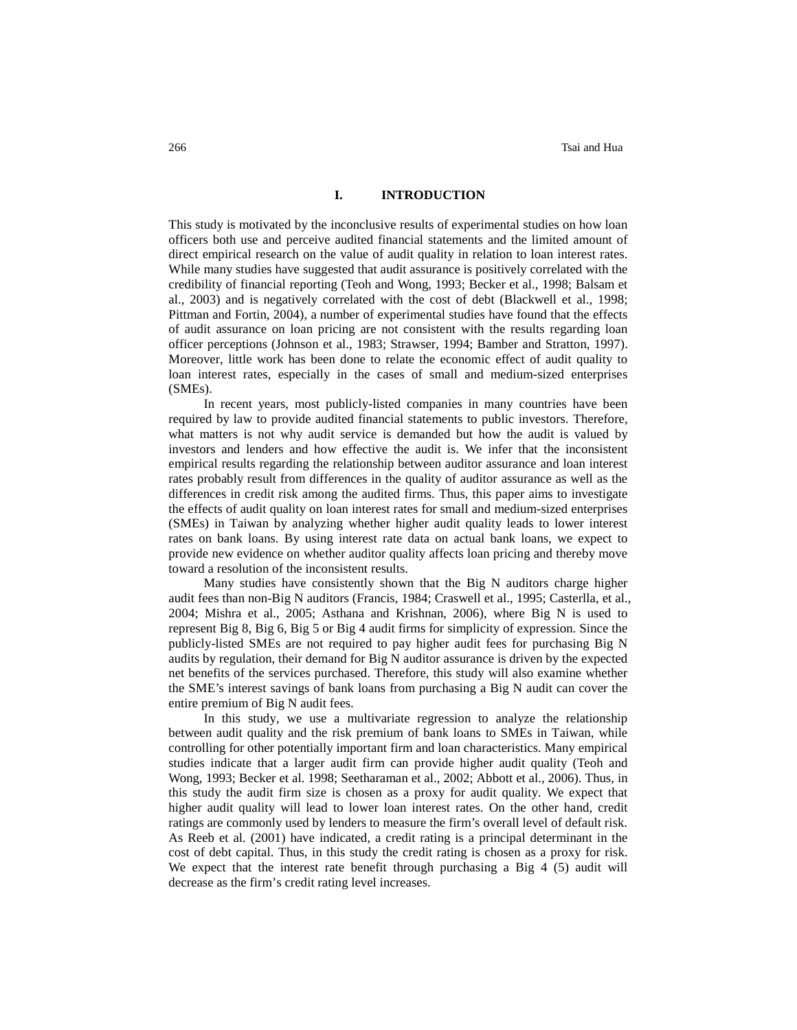# I. INTRODUCTION

This study is motivated by the inconclusive results of experimental studies on how loan officers both use and perceive audited financial statements and the limited amount of direct empirical research on the value of audit quality in relation to loan interest rates. While many studies have suggested that audit assurance is positively correlated with the credibility of financial reporting (Teoh and Wong, 1993; Becker et al., 1998; Balsam et al., 2003) and is negatively correlated with the cost of debt (Blackwell et al., 1998; Pittman and Fortin, 2004), a number of experimental studies have found that the effects of audit assurance on loan pricing are not consistent with the results regarding loan officer perceptions (Johnson et al., 1983; Strawser, 1994; Bamber and Stratton, 1997). Moreover, little work has been done to relate the economic effect of audit quality to loan interest rates, especially in the cases of small and medium-sized enterprises (SMEs).

In recent years, most publicly-listed companies in many countries have been required by law to provide audited financial statements to public investors. Therefore, what matters is not why audit service is demanded but how the audit is valued by investors and lenders and how effective the audit is. We infer that the inconsistent empirical results regarding the relationship between auditor assurance and loan interest rates probably result from differences in the quality of auditor assurance as well as the differences in credit risk among the audited firms. Thus, this paper aims to investigate the effects of audit quality on loan interest rates for small and medium-sized enterprises (SMEs) in Taiwan by analyzing whether higher audit quality leads to lower interest rates on bank loans. By using interest rate data on actual bank loans, we expect to provide new evidence on whether auditor quality affects loan pricing and thereby move toward a resolution of the inconsistent results.

Many studies have consistently shown that the Big N auditors charge higher audit fees than non-Big N auditors (Francis, 1984; Craswell et al., 1995; Casterlla, et al., 2004; Mishra et al., 2005; Asthana and Krishnan, 2006), where Big N is used to represent Big 8, Big 6, Big 5 or Big 4 audit firms for simplicity of expression. Since the publicly-listed SMEs are not required to pay higher audit fees for purchasing Big N audits by regulation, their demand for Big N auditor assurance is driven by the expected net benefits of the services purchased. Therefore, this study will also examine whether the SME's interest savings of bank loans from purchasing a Big N audit can cover the entire premium of Big N audit fees.

In this study, we use a multivariate regression to analyze the relationship between audit quality and the risk premium of bank loans to SMEs in Taiwan, while controlling for other potentially important firm and loan characteristics. Many empirical studies indicate that a larger audit firm can provide higher audit quality (Teoh and Wong, 1993; Becker et al. 1998; Seetharaman et al., 2002; Abbott et al., 2006). Thus, in this study the audit firm size is chosen as a proxy for audit quality. We expect that higher audit quality will lead to lower loan interest rates. On the other hand, credit ratings are commonly used by lenders to measure the firm's overall level of default risk. As Reeb et al. (2001) have indicated, a credit rating is a principal determinant in the cost of debt capital. Thus, in this study the credit rating is chosen as a proxy for risk. We expect that the interest rate benefit through purchasing a Big 4 (5) audit will decrease as the firm's credit rating level increases.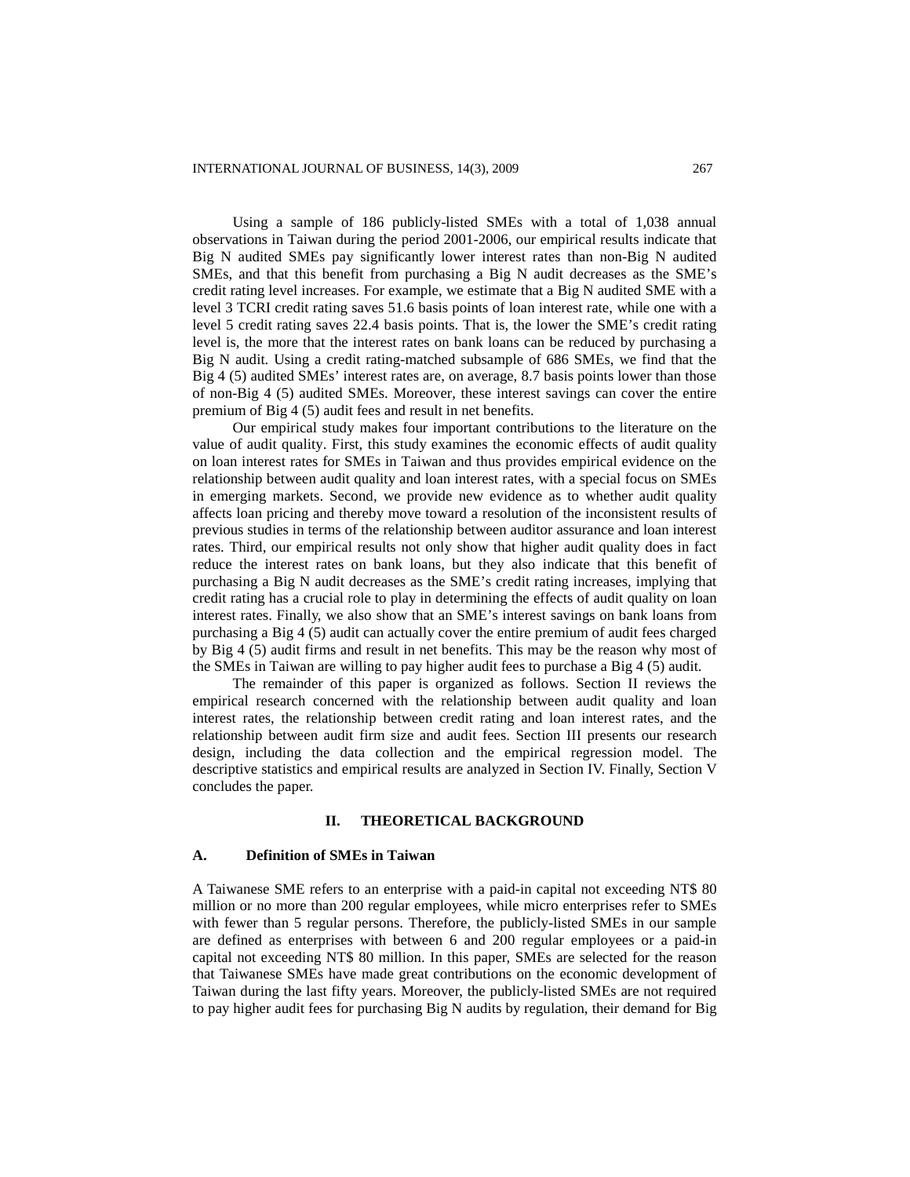Using a sample of 186 publicly-listed SMEs with a total of 1,038 annual observations in Taiwan during the period 2001-2006, our empirical results indicate that Big N audited SMEs pay significantly lower interest rates than non-Big N audited SMEs, and that this benefit from purchasing a Big N audit decreases as the SME's credit rating level increases. For example, we estimate that a Big N audited SME with a level 3 TCRI credit rating saves 51.6 basis points of loan interest rate, while one with a level 5 credit rating saves 22.4 basis points. That is, the lower the SME's credit rating level is, the more that the interest rates on bank loans can be reduced by purchasing a Big N audit. Using a credit rating-matched subsample of 686 SMEs, we find that the Big 4 (5) audited SMEs' interest rates are, on average, 8.7 basis points lower than those of non-Big 4 (5) audited SMEs. Moreover, these interest savings can cover the entire premium of Big 4 (5) audit fees and result in net benefits.

Our empirical study makes four important contributions to the literature on the value of audit quality. First, this study examines the economic effects of audit quality on loan interest rates for SMEs in Taiwan and thus provides empirical evidence on the relationship between audit quality and loan interest rates, with a special focus on SMEs in emerging markets. Second, we provide new evidence as to whether audit quality affects loan pricing and thereby move toward a resolution of the inconsistent results of previous studies in terms of the relationship between auditor assurance and loan interest rates. Third, our empirical results not only show that higher audit quality does in fact reduce the interest rates on bank loans, but they also indicate that this benefit of purchasing a Big N audit decreases as the SME's credit rating increases, implying that credit rating has a crucial role to play in determining the effects of audit quality on loan interest rates. Finally, we also show that an SME's interest savings on bank loans from purchasing a Big 4 (5) audit can actually cover the entire premium of audit fees charged by Big 4 (5) audit firms and result in net benefits. This may be the reason why most of the SMEs in Taiwan are willing to pay higher audit fees to purchase a Big 4 (5) audit.

The remainder of this paper is organized as follows. Section II reviews the empirical research concerned with the relationship between audit quality and loan interest rates, the relationship between credit rating and loan interest rates, and the relationship between audit firm size and audit fees. Section III presents our research design, including the data collection and the empirical regression model. The descriptive statistics and empirical results are analyzed in Section IV. Finally, Section V concludes the paper.

## II. THEORETICAL BACKGROUND

### A. Definition of SMEs in Taiwan

A Taiwanese SME refers to an enterprise with a paid-in capital not exceeding NT$ 80 million or no more than 200 regular employees, while micro enterprises refer to SMEs with fewer than 5 regular persons. Therefore, the publicly-listed SMEs in our sample are defined as enterprises with between 6 and 200 regular employees or a paid-in capital not exceeding NT$ 80 million. In this paper, SMEs are selected for the reason that Taiwanese SMEs have made great contributions on the economic development of Taiwan during the last fifty years. Moreover, the publicly-listed SMEs are not required to pay higher audit fees for purchasing Big N audits by regulation, their demand for Big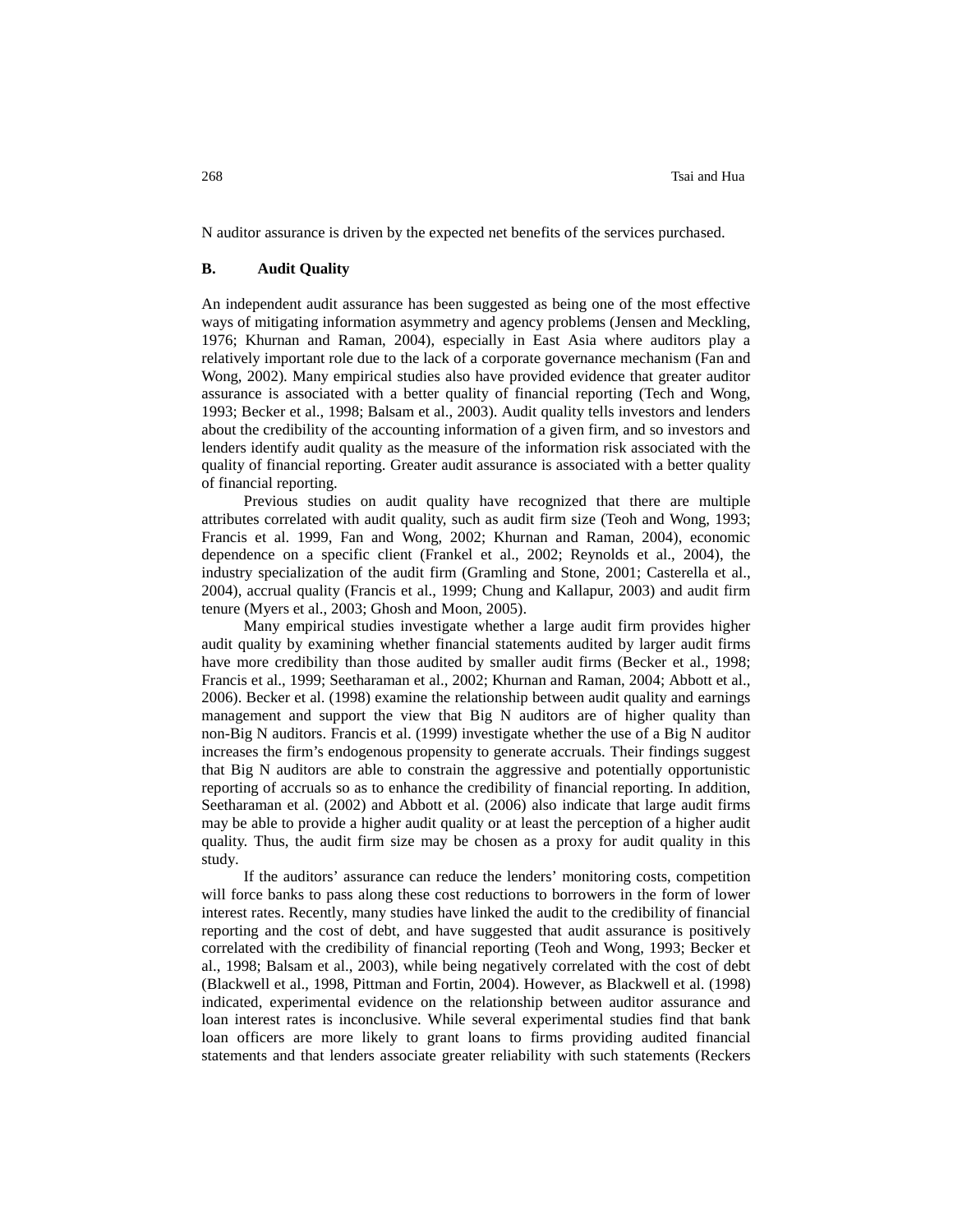N auditor assurance is driven by the expected net benefits of the services purchased.

## B. Audit Quality

An independent audit assurance has been suggested as being one of the most effective ways of mitigating information asymmetry and agency problems (Jensen and Meckling, 1976; Khurnan and Raman, 2004), especially in East Asia where auditors play a relatively important role due to the lack of a corporate governance mechanism (Fan and Wong, 2002). Many empirical studies also have provided evidence that greater auditor assurance is associated with a better quality of financial reporting (Tech and Wong, 1993; Becker et al., 1998; Balsam et al., 2003). Audit quality tells investors and lenders about the credibility of the accounting information of a given firm, and so investors and lenders identify audit quality as the measure of the information risk associated with the quality of financial reporting. Greater audit assurance is associated with a better quality of financial reporting.

Previous studies on audit quality have recognized that there are multiple attributes correlated with audit quality, such as audit firm size (Teoh and Wong, 1993; Francis et al. 1999, Fan and Wong, 2002; Khurnan and Raman, 2004), economic dependence on a specific client (Frankel et al., 2002; Reynolds et al., 2004), the industry specialization of the audit firm (Gramling and Stone, 2001; Casterella et al., 2004), accrual quality (Francis et al., 1999; Chung and Kallapur, 2003) and audit firm tenure (Myers et al., 2003; Ghosh and Moon, 2005).

Many empirical studies investigate whether a large audit firm provides higher audit quality by examining whether financial statements audited by larger audit firms have more credibility than those audited by smaller audit firms (Becker et al., 1998; Francis et al., 1999; Seetharaman et al., 2002; Khurnan and Raman, 2004; Abbott et al., 2006). Becker et al. (1998) examine the relationship between audit quality and earnings management and support the view that Big N auditors are of higher quality than non-Big N auditors. Francis et al. (1999) investigate whether the use of a Big N auditor increases the firm's endogenous propensity to generate accruals. Their findings suggest that Big N auditors are able to constrain the aggressive and potentially opportunistic reporting of accruals so as to enhance the credibility of financial reporting. In addition, Seetharaman et al. (2002) and Abbott et al. (2006) also indicate that large audit firms may be able to provide a higher audit quality or at least the perception of a higher audit quality. Thus, the audit firm size may be chosen as a proxy for audit quality in this study.

If the auditors' assurance can reduce the lenders' monitoring costs, competition will force banks to pass along these cost reductions to borrowers in the form of lower interest rates. Recently, many studies have linked the audit to the credibility of financial reporting and the cost of debt, and have suggested that audit assurance is positively correlated with the credibility of financial reporting (Teoh and Wong, 1993; Becker et al., 1998; Balsam et al., 2003), while being negatively correlated with the cost of debt (Blackwell et al., 1998, Pittman and Fortin, 2004). However, as Blackwell et al. (1998) indicated, experimental evidence on the relationship between auditor assurance and loan interest rates is inconclusive. While several experimental studies find that bank loan officers are more likely to grant loans to firms providing audited financial statements and that lenders associate greater reliability with such statements (Reckers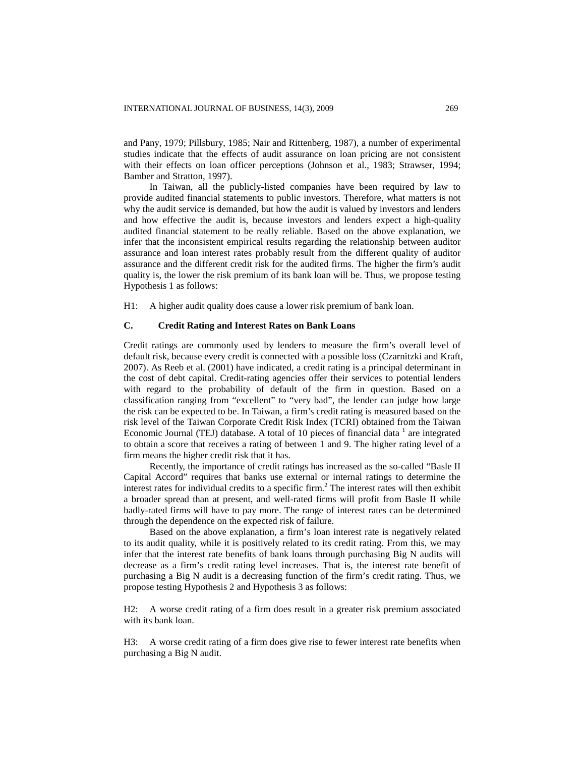and Pany, 1979; Pillsbury, 1985; Nair and Rittenberg, 1987), a number of experimental studies indicate that the effects of audit assurance on loan pricing are not consistent with their effects on loan officer perceptions (Johnson et al., 1983; Strawser, 1994; Bamber and Stratton, 1997).

In Taiwan, all the publicly-listed companies have been required by law to provide audited financial statements to public investors. Therefore, what matters is not why the audit service is demanded, but how the audit is valued by investors and lenders and how effective the audit is, because investors and lenders expect a high-quality audited financial statement to be really reliable. Based on the above explanation, we infer that the inconsistent empirical results regarding the relationship between auditor assurance and loan interest rates probably result from the different quality of auditor assurance and the different credit risk for the audited firms. The higher the firm's audit quality is, the lower the risk premium of its bank loan will be. Thus, we propose testing Hypothesis 1 as follows:

H1: A higher audit quality does cause a lower risk premium of bank loan.

### C. Credit Rating and Interest Rates on Bank Loans

Credit ratings are commonly used by lenders to measure the firm's overall level of default risk, because every credit is connected with a possible loss (Czarnitzki and Kraft, 2007). As Reeb et al. (2001) have indicated, a credit rating is a principal determinant in the cost of debt capital. Credit-rating agencies offer their services to potential lenders with regard to the probability of default of the firm in question. Based on a classification ranging from "excellent" to "very bad", the lender can judge how large the risk can be expected to be. In Taiwan, a firm's credit rating is measured based on the risk level of the Taiwan Corporate Credit Risk Index (TCRI) obtained from the Taiwan Economic Journal (TEJ) database. A total of 10 pieces of financial data [1] are integrated to obtain a score that receives a rating of between 1 and 9. The higher rating level of a firm means the higher credit risk that it has.

Recently, the importance of credit ratings has increased as the so-called "Basle II Capital Accord" requires that banks use external or internal ratings to determine the interest rates for individual credits to a specific firm.[2] The interest rates will then exhibit a broader spread than at present, and well-rated firms will profit from Basle II while badly-rated firms will have to pay more. The range of interest rates can be determined through the dependence on the expected risk of failure.

Based on the above explanation, a firm's loan interest rate is negatively related to its audit quality, while it is positively related to its credit rating. From this, we may infer that the interest rate benefits of bank loans through purchasing Big N audits will decrease as a firm's credit rating level increases. That is, the interest rate benefit of purchasing a Big N audit is a decreasing function of the firm's credit rating. Thus, we propose testing Hypothesis 2 and Hypothesis 3 as follows:

H2: A worse credit rating of a firm does result in a greater risk premium associated with its bank loan.

H3: A worse credit rating of a firm does give rise to fewer interest rate benefits when purchasing a Big N audit.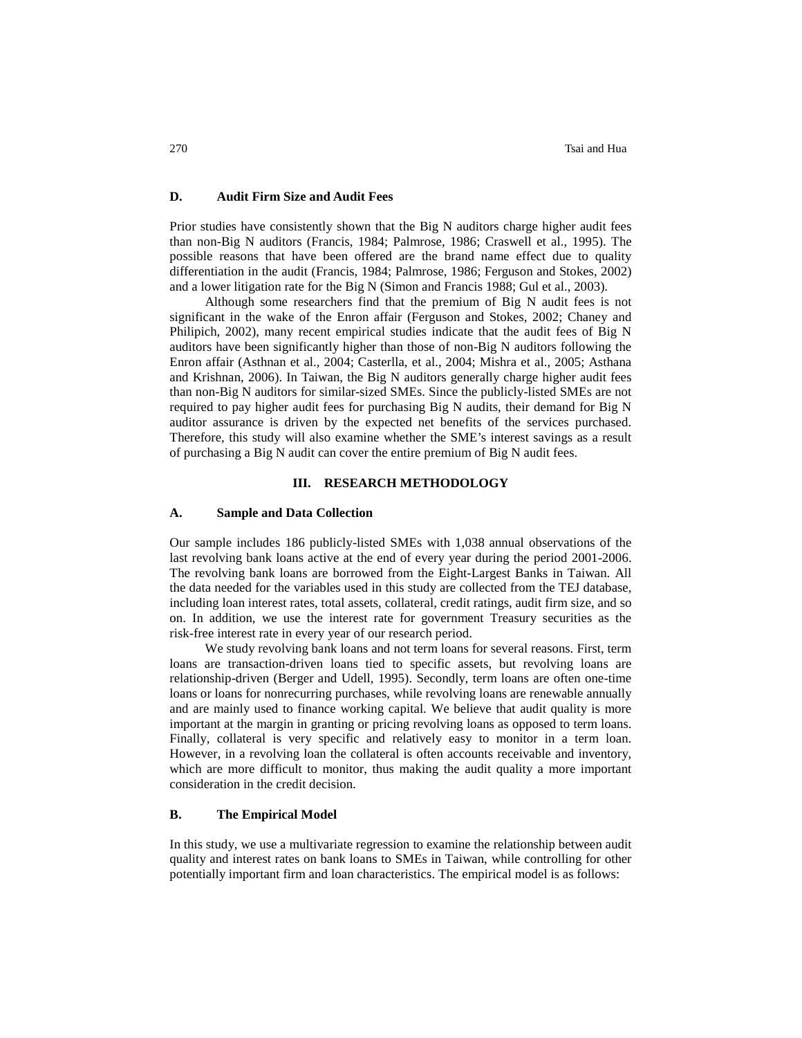### D. Audit Firm Size and Audit Fees

Prior studies have consistently shown that the Big N auditors charge higher audit fees than non-Big N auditors (Francis, 1984; Palmrose, 1986; Craswell et al., 1995). The possible reasons that have been offered are the brand name effect due to quality differentiation in the audit (Francis, 1984; Palmrose, 1986; Ferguson and Stokes, 2002) and a lower litigation rate for the Big N (Simon and Francis 1988; Gul et al., 2003).

Although some researchers find that the premium of Big N audit fees is not significant in the wake of the Enron affair (Ferguson and Stokes, 2002; Chaney and Philipich, 2002), many recent empirical studies indicate that the audit fees of Big N auditors have been significantly higher than those of non-Big N auditors following the Enron affair (Asthnan et al., 2004; Casterlla, et al., 2004; Mishra et al., 2005; Asthana and Krishnan, 2006). In Taiwan, the Big N auditors generally charge higher audit fees than non-Big N auditors for similar-sized SMEs. Since the publicly-listed SMEs are not required to pay higher audit fees for purchasing Big N audits, their demand for Big N auditor assurance is driven by the expected net benefits of the services purchased. Therefore, this study will also examine whether the SME's interest savings as a result of purchasing a Big N audit can cover the entire premium of Big N audit fees.

## III. RESEARCH METHODOLOGY

### A. Sample and Data Collection

Our sample includes 186 publicly-listed SMEs with 1,038 annual observations of the last revolving bank loans active at the end of every year during the period 2001-2006. The revolving bank loans are borrowed from the Eight-Largest Banks in Taiwan. All the data needed for the variables used in this study are collected from the TEJ database, including loan interest rates, total assets, collateral, credit ratings, audit firm size, and so on. In addition, we use the interest rate for government Treasury securities as the risk-free interest rate in every year of our research period.

We study revolving bank loans and not term loans for several reasons. First, term loans are transaction-driven loans tied to specific assets, but revolving loans are relationship-driven (Berger and Udell, 1995). Secondly, term loans are often one-time loans or loans for nonrecurring purchases, while revolving loans are renewable annually and are mainly used to finance working capital. We believe that audit quality is more important at the margin in granting or pricing revolving loans as opposed to term loans. Finally, collateral is very specific and relatively easy to monitor in a term loan. However, in a revolving loan the collateral is often accounts receivable and inventory, which are more difficult to monitor, thus making the audit quality a more important consideration in the credit decision.

### B. The Empirical Model

In this study, we use a multivariate regression to examine the relationship between audit quality and interest rates on bank loans to SMEs in Taiwan, while controlling for other potentially important firm and loan characteristics. The empirical model is as follows: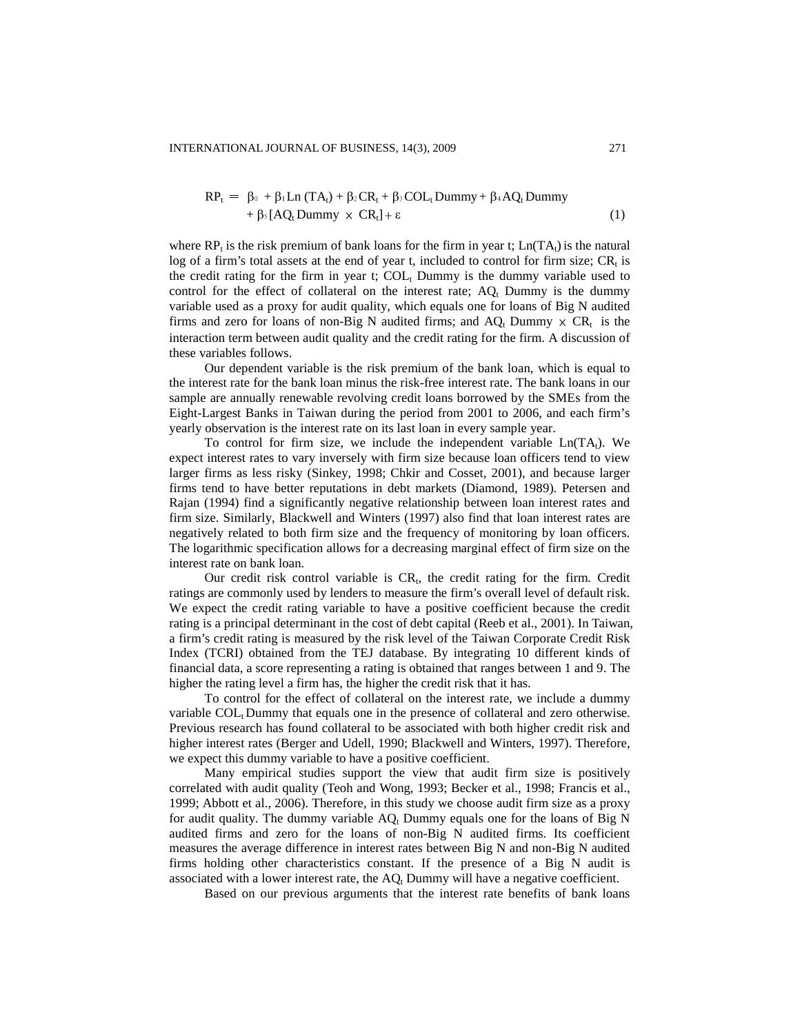$$RP_t = \beta_0 + \beta_1 \text{Ln}(TA_t) + \beta_2 CR_t + \beta_3 COL_t \text{Dummy} + \beta_4 AQ_t \text{Dummy} + \beta_5 [AQ_t \text{Dummy} \times CR_t] + \varepsilon \quad (1)$$

where $RP_t$ is the risk premium of bank loans for the firm in year t; $\text{Ln}(TA_t)$ is the natural log of a firm's total assets at the end of year t, included to control for firm size; $CR_t$ is the credit rating for the firm in year t; $COL_t$ Dummy is the dummy variable used to control for the effect of collateral on the interest rate; $AQ_t$ Dummy is the dummy variable used as a proxy for audit quality, which equals one for loans of Big N audited firms and zero for loans of non-Big N audited firms; and $AQ_t$ Dummy $\times$ $CR_t$ is the interaction term between audit quality and the credit rating for the firm. A discussion of these variables follows.

Our dependent variable is the risk premium of the bank loan, which is equal to the interest rate for the bank loan minus the risk-free interest rate. The bank loans in our sample are annually renewable revolving credit loans borrowed by the SMEs from the Eight-Largest Banks in Taiwan during the period from 2001 to 2006, and each firm's yearly observation is the interest rate on its last loan in every sample year.

To control for firm size, we include the independent variable $\text{Ln}(TA_t)$. We expect interest rates to vary inversely with firm size because loan officers tend to view larger firms as less risky (Sinkey, 1998; Chkir and Cosset, 2001), and because larger firms tend to have better reputations in debt markets (Diamond, 1989). Petersen and Rajan (1994) find a significantly negative relationship between loan interest rates and firm size. Similarly, Blackwell and Winters (1997) also find that loan interest rates are negatively related to both firm size and the frequency of monitoring by loan officers. The logarithmic specification allows for a decreasing marginal effect of firm size on the interest rate on bank loan.

Our credit risk control variable is $CR_t$, the credit rating for the firm. Credit ratings are commonly used by lenders to measure the firm's overall level of default risk. We expect the credit rating variable to have a positive coefficient because the credit rating is a principal determinant in the cost of debt capital (Reeb et al., 2001). In Taiwan, a firm's credit rating is measured by the risk level of the Taiwan Corporate Credit Risk Index (TCRI) obtained from the TEJ database. By integrating 10 different kinds of financial data, a score representing a rating is obtained that ranges between 1 and 9. The higher the rating level a firm has, the higher the credit risk that it has.

To control for the effect of collateral on the interest rate, we include a dummy variable $COL_t$ Dummy that equals one in the presence of collateral and zero otherwise. Previous research has found collateral to be associated with both higher credit risk and higher interest rates (Berger and Udell, 1990; Blackwell and Winters, 1997). Therefore, we expect this dummy variable to have a positive coefficient.

Many empirical studies support the view that audit firm size is positively correlated with audit quality (Teoh and Wong, 1993; Becker et al., 1998; Francis et al., 1999; Abbott et al., 2006). Therefore, in this study we choose audit firm size as a proxy for audit quality. The dummy variable $AQ_t$ Dummy equals one for the loans of Big N audited firms and zero for the loans of non-Big N audited firms. Its coefficient measures the average difference in interest rates between Big N and non-Big N audited firms holding other characteristics constant. If the presence of a Big N audit is associated with a lower interest rate, the $AQ_t$ Dummy will have a negative coefficient.

Based on our previous arguments that the interest rate benefits of bank loans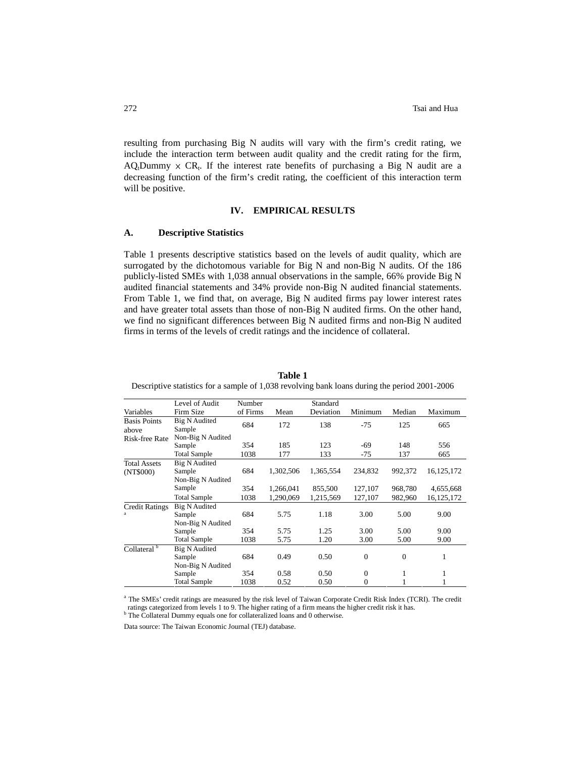resulting from purchasing Big N audits will vary with the firm's credit rating, we include the interaction term between audit quality and the credit rating for the firm, $AQ_t Dummy \times CR_t$. If the interest rate benefits of purchasing a Big N audit are a decreasing function of the firm's credit rating, the coefficient of this interaction term will be positive.

## IV. EMPIRICAL RESULTS

### A. Descriptive Statistics

Table 1 presents descriptive statistics based on the levels of audit quality, which are surrogated by the dichotomous variable for Big N and non-Big N audits. Of the 186 publicly-listed SMEs with 1,038 annual observations in the sample, 66% provide Big N audited financial statements and 34% provide non-Big N audited financial statements. From Table 1, we find that, on average, Big N audited firms pay lower interest rates and have greater total assets than those of non-Big N audited firms. On the other hand, we find no significant differences between Big N audited firms and non-Big N audited firms in terms of the levels of credit ratings and the incidence of collateral.

**Table 1**

Descriptive statistics for a sample of 1,038 revolving bank loans during the period 2001-2006

| Variables | Level of Audit Firm Size | Number of Firms | Mean | Standard Deviation | Minimum | Median | Maximum |
|---|---|---|---|---|---|---|---|
| Basis Points above Risk-free Rate | Big N Audited Sample | 684 | 172 | 138 | -75 | 125 | 665 |
| | Non-Big N Audited Sample | 354 | 185 | 123 | -69 | 148 | 556 |
| | Total Sample | 1038 | 177 | 133 | -75 | 137 | 665 |
| Total Assets (NT$000) | Big N Audited Sample | 684 | 1,302,506 | 1,365,554 | 234,832 | 992,372 | 16,125,172 |
| | Non-Big N Audited Sample | 354 | 1,266,041 | 855,500 | 127,107 | 968,780 | 4,655,668 |
| | Total Sample | 1038 | 1,290,069 | 1,215,569 | 127,107 | 982,960 | 16,125,172 |
| Credit Ratings [a] | Big N Audited Sample | 684 | 5.75 | 1.18 | 3.00 | 5.00 | 9.00 |
| | Non-Big N Audited Sample | 354 | 5.75 | 1.25 | 3.00 | 5.00 | 9.00 |
| | Total Sample | 1038 | 5.75 | 1.20 | 3.00 | 5.00 | 9.00 |
| Collateral [b] | Big N Audited Sample | 684 | 0.49 | 0.50 | 0 | 0 | 1 |
| | Non-Big N Audited Sample | 354 | 0.58 | 0.50 | 0 | 1 | 1 |
| | Total Sample | 1038 | 0.52 | 0.50 | 0 | 1 | 1 |

[a] The SMEs' credit ratings are measured by the risk level of Taiwan Corporate Credit Risk Index (TCRI). The credit ratings categorized from levels 1 to 9. The higher rating of a firm means the higher credit risk it has.
[b] The Collateral Dummy equals one for collateralized loans and 0 otherwise.

Data source: The Taiwan Economic Journal (TEJ) database.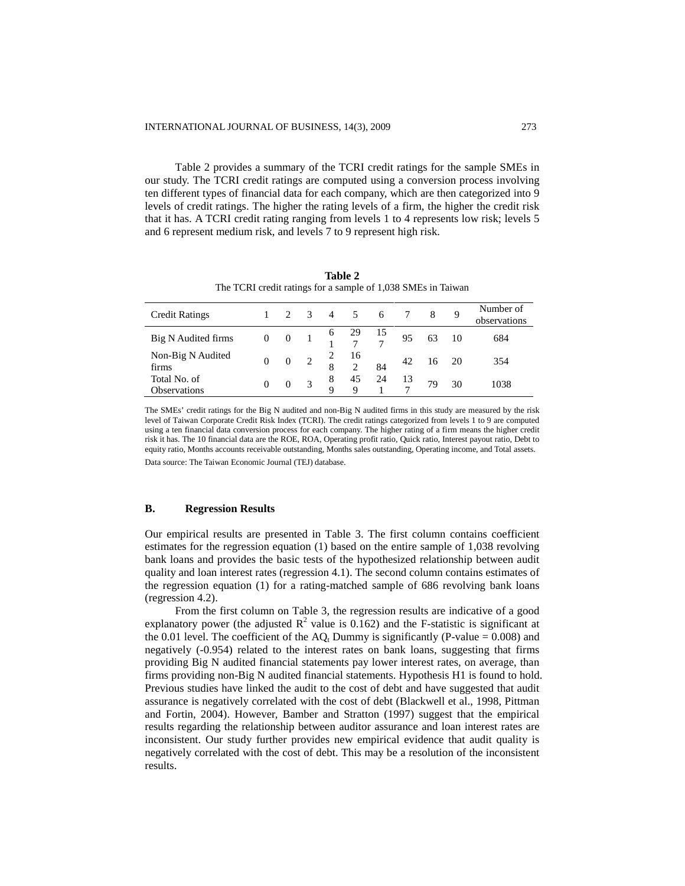Table 2 provides a summary of the TCRI credit ratings for the sample SMEs in our study. The TCRI credit ratings are computed using a conversion process involving ten different types of financial data for each company, which are then categorized into 9 levels of credit ratings. The higher the rating levels of a firm, the higher the credit risk that it has. A TCRI credit rating ranging from levels 1 to 4 represents low risk; levels 5 and 6 represent medium risk, and levels 7 to 9 represent high risk.

**Table 2**
The TCRI credit ratings for a sample of 1,038 SMEs in Taiwan

| Credit Ratings | 1 | 2 | 3 | 4 | 5 | 6 | 7 | 8 | 9 | Number of observations |
|---|---|---|---|---|---|---|---|---|---|---|
| Big N Audited firms | 0 | 0 | 1 | 61 | 297 | 157 | 95 | 63 | 10 | 684 |
| Non-Big N Audited firms | 0 | 0 | 2 | 28 | 162 | 84 | 42 | 16 | 20 | 354 |
| Total No. of Observations | 0 | 0 | 3 | 89 | 459 | 241 | 137 | 79 | 30 | 1038 |

The SMEs' credit ratings for the Big N audited and non-Big N audited firms in this study are measured by the risk level of Taiwan Corporate Credit Risk Index (TCRI). The credit ratings categorized from levels 1 to 9 are computed using a ten financial data conversion process for each company. The higher rating of a firm means the higher credit risk it has. The 10 financial data are the ROE, ROA, Operating profit ratio, Quick ratio, Interest payout ratio, Debt to equity ratio, Months accounts receivable outstanding, Months sales outstanding, Operating income, and Total assets.

Data source: The Taiwan Economic Journal (TEJ) database.

### B. Regression Results

Our empirical results are presented in Table 3. The first column contains coefficient estimates for the regression equation (1) based on the entire sample of 1,038 revolving bank loans and provides the basic tests of the hypothesized relationship between audit quality and loan interest rates (regression 4.1). The second column contains estimates of the regression equation (1) for a rating-matched sample of 686 revolving bank loans (regression 4.2).

From the first column on Table 3, the regression results are indicative of a good explanatory power (the adjusted $R^2$ value is 0.162) and the F-statistic is significant at the 0.01 level. The coefficient of the $AQ_t$ Dummy is significantly (P-value = 0.008) and negatively (-0.954) related to the interest rates on bank loans, suggesting that firms providing Big N audited financial statements pay lower interest rates, on average, than firms providing non-Big N audited financial statements. Hypothesis H1 is found to hold. Previous studies have linked the audit to the cost of debt and have suggested that audit assurance is negatively correlated with the cost of debt (Blackwell et al., 1998, Pittman and Fortin, 2004). However, Bamber and Stratton (1997) suggest that the empirical results regarding the relationship between auditor assurance and loan interest rates are inconsistent. Our study further provides new empirical evidence that audit quality is negatively correlated with the cost of debt. This may be a resolution of the inconsistent results.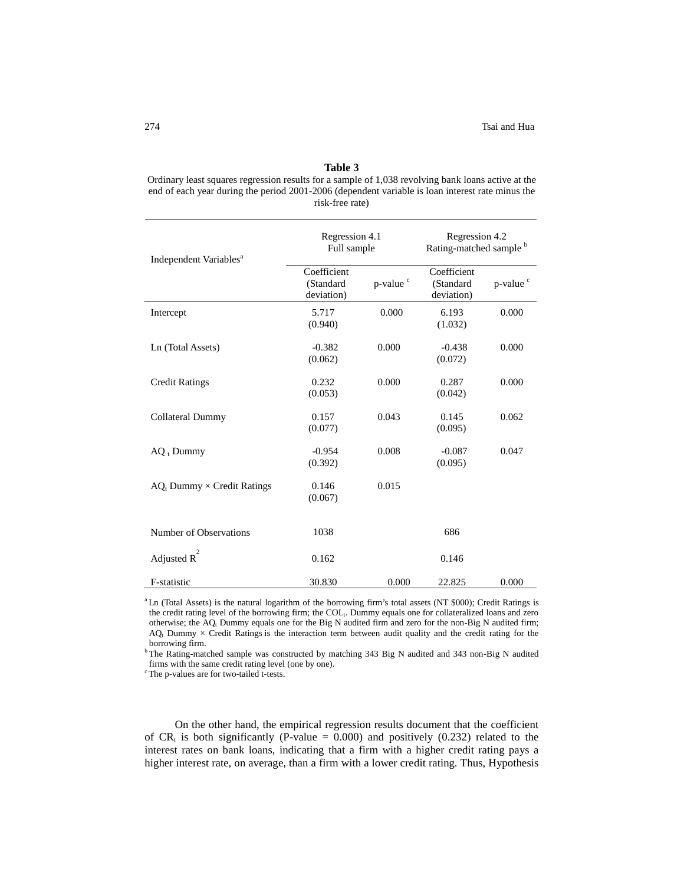**Table 3**

Ordinary least squares regression results for a sample of 1,038 revolving bank loans active at the end of each year during the period 2001-2006 (dependent variable is loan interest rate minus the risk-free rate)

| Independent Variables[a] | Regression 4.1 Full sample | | Regression 4.2 Rating-matched sample [b] | |
|---|---|---|---|---|
| | Coefficient (Standard deviation) | p-value [c] | Coefficient (Standard deviation) | p-value [c] |
| Intercept | 5.717 (0.940) | 0.000 | 6.193 (1.032) | 0.000 |
| Ln (Total Assets) | -0.382 (0.062) | 0.000 | -0.438 (0.072) | 0.000 |
| Credit Ratings | 0.232 (0.053) | 0.000 | 0.287 (0.042) | 0.000 |
| Collateral Dummy | 0.157 (0.077) | 0.043 | 0.145 (0.095) | 0.062 |
| $AQ_t$ Dummy | -0.954 (0.392) | 0.008 | -0.087 (0.095) | 0.047 |
| $AQ_t$ Dummy × Credit Ratings | 0.146 (0.067) | 0.015 | | |
| Number of Observations | 1038 | | 686 | |
| Adjusted $R^2$ | 0.162 | | 0.146 | |
| F-statistic | 30.830 | 0.000 | 22.825 | 0.000 |

[a] Ln (Total Assets) is the natural logarithm of the borrowing firm's total assets (NT $000); Credit Ratings is the credit rating level of the borrowing firm; the $COL_t$. Dummy equals one for collateralized loans and zero otherwise; the $AQ_t$ Dummy equals one for the Big N audited firm and zero for the non-Big N audited firm; $AQ_t$ Dummy × Credit Ratings is the interaction term between audit quality and the credit rating for the borrowing firm.

[b] The Rating-matched sample was constructed by matching 343 Big N audited and 343 non-Big N audited firms with the same credit rating level (one by one).

[c] The p-values are for two-tailed t-tests.

On the other hand, the empirical regression results document that the coefficient of $CR_t$ is both significantly (P-value = 0.000) and positively (0.232) related to the interest rates on bank loans, indicating that a firm with a higher credit rating pays a higher interest rate, on average, than a firm with a lower credit rating. Thus, Hypothesis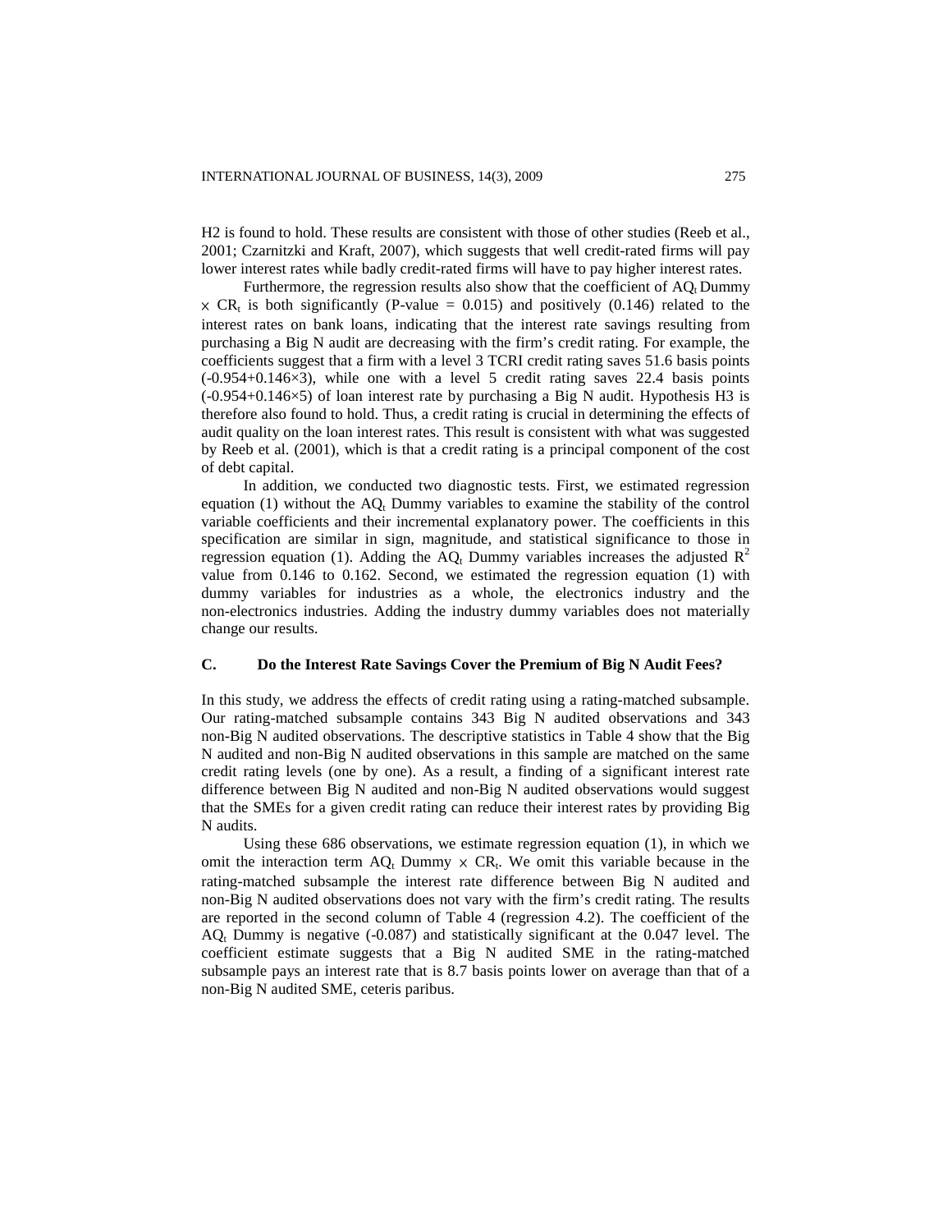H2 is found to hold. These results are consistent with those of other studies (Reeb et al., 2001; Czarnitzki and Kraft, 2007), which suggests that well credit-rated firms will pay lower interest rates while badly credit-rated firms will have to pay higher interest rates.

Furthermore, the regression results also show that the coefficient of $AQ_t$ Dummy $\times$ $CR_t$ is both significantly (P-value = 0.015) and positively (0.146) related to the interest rates on bank loans, indicating that the interest rate savings resulting from purchasing a Big N audit are decreasing with the firm's credit rating. For example, the coefficients suggest that a firm with a level 3 TCRI credit rating saves 51.6 basis points ($-0.954+0.146\times3$), while one with a level 5 credit rating saves 22.4 basis points ($-0.954+0.146\times5$) of loan interest rate by purchasing a Big N audit. Hypothesis H3 is therefore also found to hold. Thus, a credit rating is crucial in determining the effects of audit quality on the loan interest rates. This result is consistent with what was suggested by Reeb et al. (2001), which is that a credit rating is a principal component of the cost of debt capital.

In addition, we conducted two diagnostic tests. First, we estimated regression equation (1) without the $AQ_t$ Dummy variables to examine the stability of the control variable coefficients and their incremental explanatory power. The coefficients in this specification are similar in sign, magnitude, and statistical significance to those in regression equation (1). Adding the $AQ_t$ Dummy variables increases the adjusted $R^2$ value from 0.146 to 0.162. Second, we estimated the regression equation (1) with dummy variables for industries as a whole, the electronics industry and the non-electronics industries. Adding the industry dummy variables does not materially change our results.

### C. Do the Interest Rate Savings Cover the Premium of Big N Audit Fees?

In this study, we address the effects of credit rating using a rating-matched subsample. Our rating-matched subsample contains 343 Big N audited observations and 343 non-Big N audited observations. The descriptive statistics in Table 4 show that the Big N audited and non-Big N audited observations in this sample are matched on the same credit rating levels (one by one). As a result, a finding of a significant interest rate difference between Big N audited and non-Big N audited observations would suggest that the SMEs for a given credit rating can reduce their interest rates by providing Big N audits.

Using these 686 observations, we estimate regression equation (1), in which we omit the interaction term $AQ_t$ Dummy $\times$ $CR_t$. We omit this variable because in the rating-matched subsample the interest rate difference between Big N audited and non-Big N audited observations does not vary with the firm's credit rating. The results are reported in the second column of Table 4 (regression 4.2). The coefficient of the $AQ_t$ Dummy is negative (-0.087) and statistically significant at the 0.047 level. The coefficient estimate suggests that a Big N audited SME in the rating-matched subsample pays an interest rate that is 8.7 basis points lower on average than that of a non-Big N audited SME, ceteris paribus.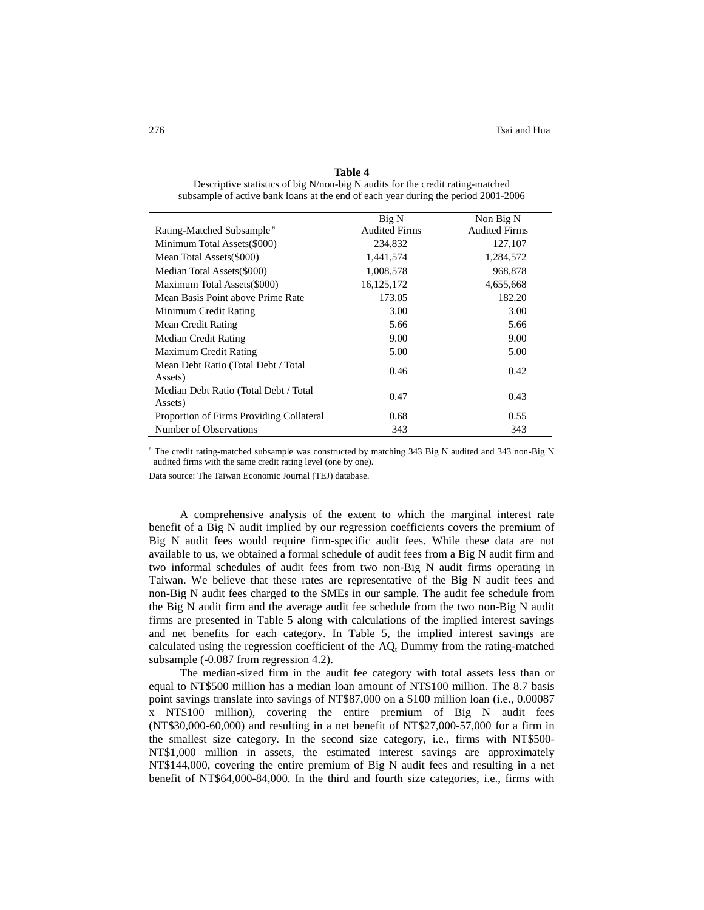**Table 4**

Descriptive statistics of big N/non-big N audits for the credit rating-matched subsample of active bank loans at the end of each year during the period 2001-2006

| Rating-Matched Subsample [a] | Big N Audited Firms | Non Big N Audited Firms |
|---|---|---|
| Minimum Total Assets($000) | 234,832 | 127,107 |
| Mean Total Assets($000) | 1,441,574 | 1,284,572 |
| Median Total Assets($000) | 1,008,578 | 968,878 |
| Maximum Total Assets($000) | 16,125,172 | 4,655,668 |
| Mean Basis Point above Prime Rate | 173.05 | 182.20 |
| Minimum Credit Rating | 3.00 | 3.00 |
| Mean Credit Rating | 5.66 | 5.66 |
| Median Credit Rating | 9.00 | 9.00 |
| Maximum Credit Rating | 5.00 | 5.00 |
| Mean Debt Ratio (Total Debt / Total Assets) | 0.46 | 0.42 |
| Median Debt Ratio (Total Debt / Total Assets) | 0.47 | 0.43 |
| Proportion of Firms Providing Collateral | 0.68 | 0.55 |
| Number of Observations | 343 | 343 |

[a] The credit rating-matched subsample was constructed by matching 343 Big N audited and 343 non-Big N audited firms with the same credit rating level (one by one).

Data source: The Taiwan Economic Journal (TEJ) database.

A comprehensive analysis of the extent to which the marginal interest rate benefit of a Big N audit implied by our regression coefficients covers the premium of Big N audit fees would require firm-specific audit fees. While these data are not available to us, we obtained a formal schedule of audit fees from a Big N audit firm and two informal schedules of audit fees from two non-Big N audit firms operating in Taiwan. We believe that these rates are representative of the Big N audit fees and non-Big N audit fees charged to the SMEs in our sample. The audit fee schedule from the Big N audit firm and the average audit fee schedule from the two non-Big N audit firms are presented in Table 5 along with calculations of the implied interest savings and net benefits for each category. In Table 5, the implied interest savings are calculated using the regression coefficient of the $AQ_t$ Dummy from the rating-matched subsample (-0.087 from regression 4.2).

The median-sized firm in the audit fee category with total assets less than or equal to NT$500 million has a median loan amount of NT$100 million. The 8.7 basis point savings translate into savings of NT$87,000 on a $100 million loan (i.e., 0.00087 x NT$100 million), covering the entire premium of Big N audit fees (NT$30,000-60,000) and resulting in a net benefit of NT$27,000-57,000 for a firm in the smallest size category. In the second size category, i.e., firms with NT$500-NT$1,000 million in assets, the estimated interest savings are approximately NT$144,000, covering the entire premium of Big N audit fees and resulting in a net benefit of NT$64,000-84,000. In the third and fourth size categories, i.e., firms with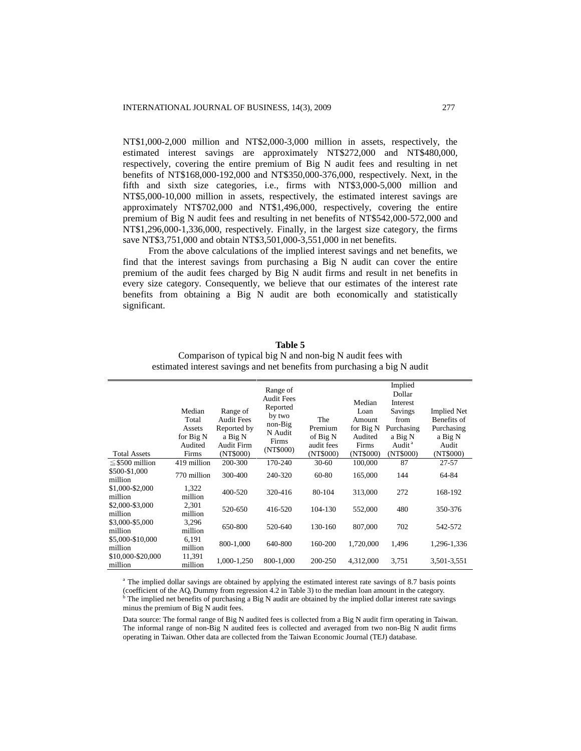NT$1,000-2,000 million and NT$2,000-3,000 million in assets, respectively, the estimated interest savings are approximately NT$272,000 and NT$480,000, respectively, covering the entire premium of Big N audit fees and resulting in net benefits of NT$168,000-192,000 and NT$350,000-376,000, respectively. Next, in the fifth and sixth size categories, i.e., firms with NT$3,000-5,000 million and NT$5,000-10,000 million in assets, respectively, the estimated interest savings are approximately NT$702,000 and NT$1,496,000, respectively, covering the entire premium of Big N audit fees and resulting in net benefits of NT$542,000-572,000 and NT$1,296,000-1,336,000, respectively. Finally, in the largest size category, the firms save NT$3,751,000 and obtain NT$3,501,000-3,551,000 in net benefits.

From the above calculations of the implied interest savings and net benefits, we find that the interest savings from purchasing a Big N audit can cover the entire premium of the audit fees charged by Big N audit firms and result in net benefits in every size category. Consequently, we believe that our estimates of the interest rate benefits from obtaining a Big N audit are both economically and statistically significant.

**Table 5**
Comparison of typical big N and non-big N audit fees with estimated interest savings and net benefits from purchasing a big N audit

| Total Assets | Median Total Assets for Big N Audited Firms | Range of Audit Fees Reported by a Big N Audit Firm (NT$000) | Range of Audit Fees Reported by two non-Big N Audit Firms (NT$000) | The Premium of Big N audit fees (NT$000) | Median Loan Amount for Big N Audited Firms (NT$000) | Implied Dollar Interest Savings from Purchasing a Big N Audit [a] (NT$000) | Implied Net Benefits of Purchasing a Big N Audit (NT$000) |
|---|---|---|---|---|---|---|---|
| ≦$500 million | 419 million | 200-300 | 170-240 | 30-60 | 100,000 | 87 | 27-57 |
| $500-$1,000 million | 770 million | 300-400 | 240-320 | 60-80 | 165,000 | 144 | 64-84 |
| $1,000-$2,000 million | 1,322 million | 400-520 | 320-416 | 80-104 | 313,000 | 272 | 168-192 |
| $2,000-$3,000 million | 2,301 million | 520-650 | 416-520 | 104-130 | 552,000 | 480 | 350-376 |
| $3,000-$5,000 million | 3,296 million | 650-800 | 520-640 | 130-160 | 807,000 | 702 | 542-572 |
| $5,000-$10,000 million | 6,191 million | 800-1,000 | 640-800 | 160-200 | 1,720,000 | 1,496 | 1,296-1,336 |
| $10,000-$20,000 million | 11,391 million | 1,000-1,250 | 800-1,000 | 200-250 | 4,312,000 | 3,751 | 3,501-3,551 |

[a] The implied dollar savings are obtained by applying the estimated interest rate savings of 8.7 basis points (coefficient of the $AQ_i$ Dummy from regression 4.2 in Table 3) to the median loan amount in the category.
[b] The implied net benefits of purchasing a Big N audit are obtained by the implied dollar interest rate savings minus the premium of Big N audit fees.

Data source: The formal range of Big N audited fees is collected from a Big N audit firm operating in Taiwan. The informal range of non-Big N audited fees is collected and averaged from two non-Big N audit firms operating in Taiwan. Other data are collected from the Taiwan Economic Journal (TEJ) database.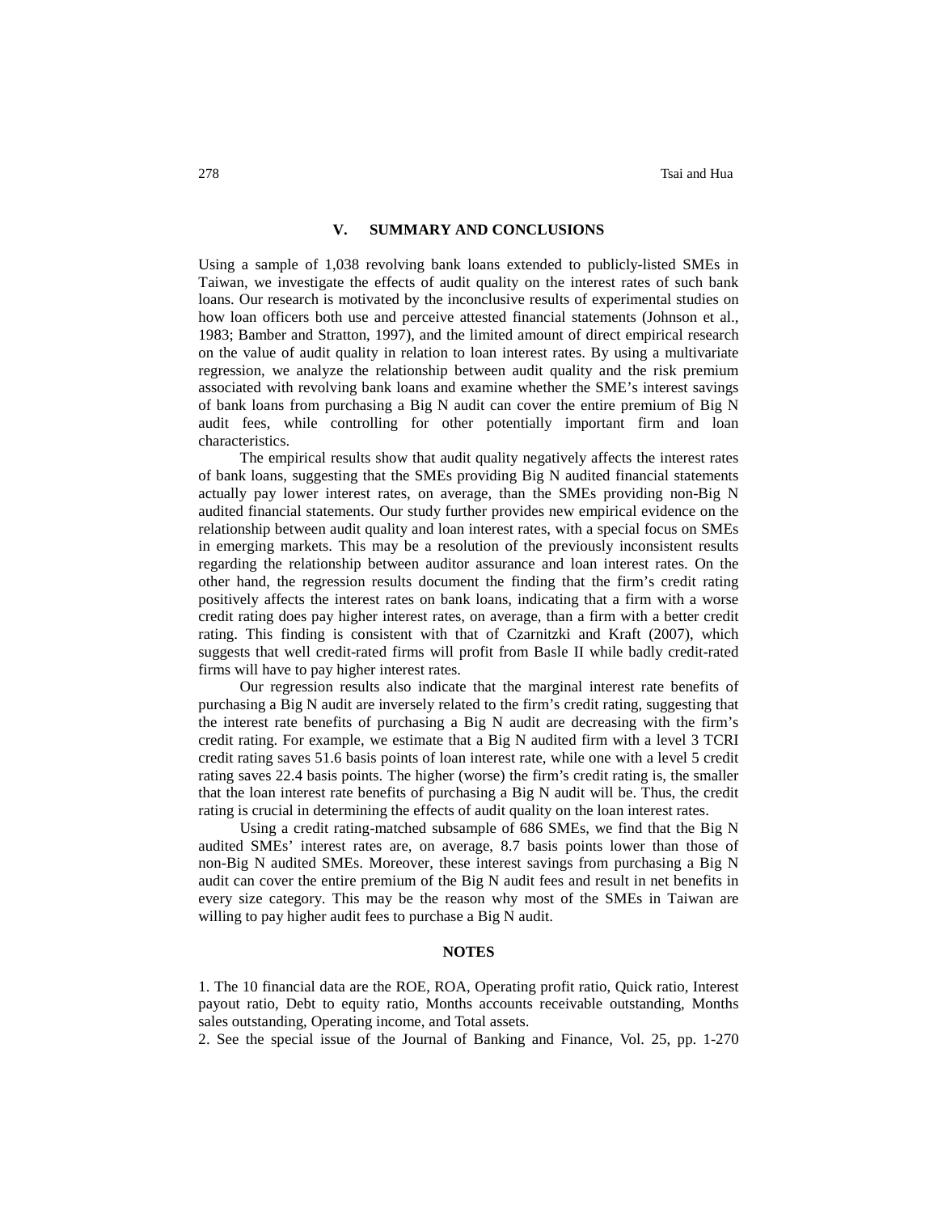## V. SUMMARY AND CONCLUSIONS

Using a sample of 1,038 revolving bank loans extended to publicly-listed SMEs in Taiwan, we investigate the effects of audit quality on the interest rates of such bank loans. Our research is motivated by the inconclusive results of experimental studies on how loan officers both use and perceive attested financial statements (Johnson et al., 1983; Bamber and Stratton, 1997), and the limited amount of direct empirical research on the value of audit quality in relation to loan interest rates. By using a multivariate regression, we analyze the relationship between audit quality and the risk premium associated with revolving bank loans and examine whether the SME's interest savings of bank loans from purchasing a Big N audit can cover the entire premium of Big N audit fees, while controlling for other potentially important firm and loan characteristics.

The empirical results show that audit quality negatively affects the interest rates of bank loans, suggesting that the SMEs providing Big N audited financial statements actually pay lower interest rates, on average, than the SMEs providing non-Big N audited financial statements. Our study further provides new empirical evidence on the relationship between audit quality and loan interest rates, with a special focus on SMEs in emerging markets. This may be a resolution of the previously inconsistent results regarding the relationship between auditor assurance and loan interest rates. On the other hand, the regression results document the finding that the firm's credit rating positively affects the interest rates on bank loans, indicating that a firm with a worse credit rating does pay higher interest rates, on average, than a firm with a better credit rating. This finding is consistent with that of Czarnitzki and Kraft (2007), which suggests that well credit-rated firms will profit from Basle II while badly credit-rated firms will have to pay higher interest rates.

Our regression results also indicate that the marginal interest rate benefits of purchasing a Big N audit are inversely related to the firm's credit rating, suggesting that the interest rate benefits of purchasing a Big N audit are decreasing with the firm's credit rating. For example, we estimate that a Big N audited firm with a level 3 TCRI credit rating saves 51.6 basis points of loan interest rate, while one with a level 5 credit rating saves 22.4 basis points. The higher (worse) the firm's credit rating is, the smaller that the loan interest rate benefits of purchasing a Big N audit will be. Thus, the credit rating is crucial in determining the effects of audit quality on the loan interest rates.

Using a credit rating-matched subsample of 686 SMEs, we find that the Big N audited SMEs' interest rates are, on average, 8.7 basis points lower than those of non-Big N audited SMEs. Moreover, these interest savings from purchasing a Big N audit can cover the entire premium of the Big N audit fees and result in net benefits in every size category. This may be the reason why most of the SMEs in Taiwan are willing to pay higher audit fees to purchase a Big N audit.

## NOTES

1. The 10 financial data are the ROE, ROA, Operating profit ratio, Quick ratio, Interest payout ratio, Debt to equity ratio, Months accounts receivable outstanding, Months sales outstanding, Operating income, and Total assets.

2. See the special issue of the Journal of Banking and Finance, Vol. 25, pp. 1-270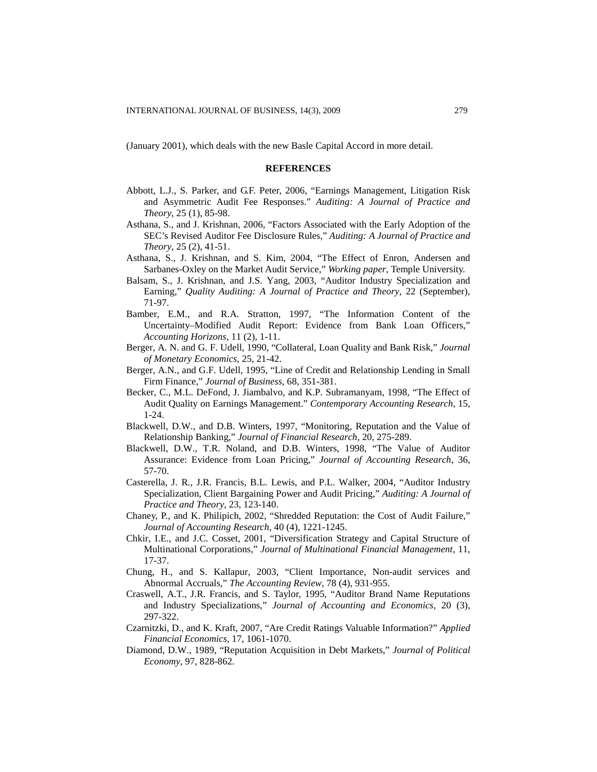(January 2001), which deals with the new Basle Capital Accord in more detail.

## REFERENCES

Abbott, L.J., S. Parker, and G.F. Peter, 2006, “Earnings Management, Litigation Risk and Asymmetric Audit Fee Responses.” *Auditing: A Journal of Practice and Theory*, 25 (1), 85-98.

Asthana, S., and J. Krishnan, 2006, “Factors Associated with the Early Adoption of the SEC’s Revised Auditor Fee Disclosure Rules,” *Auditing: A Journal of Practice and Theory*, 25 (2), 41-51.

Asthana, S., J. Krishnan, and S. Kim, 2004, “The Effect of Enron, Andersen and Sarbanes-Oxley on the Market Audit Service,” *Working paper*, Temple University.

Balsam, S., J. Krishnan, and J.S. Yang, 2003, “Auditor Industry Specialization and Earning,” *Quality Auditing: A Journal of Practice and Theory*, 22 (September), 71-97.

Bamber, E.M., and R.A. Stratton, 1997, “The Information Content of the Uncertainty–Modified Audit Report: Evidence from Bank Loan Officers,” *Accounting Horizons*, 11 (2), 1-11.

Berger, A. N. and G. F. Udell, 1990, “Collateral, Loan Quality and Bank Risk,” *Journal of Monetary Economics*, 25, 21-42.

Berger, A.N., and G.F. Udell, 1995, “Line of Credit and Relationship Lending in Small Firm Finance,” *Journal of Business*, 68, 351-381.

Becker, C., M.L. DeFond, J. Jiambalvo, and K.P. Subramanyam, 1998, “The Effect of Audit Quality on Earnings Management.” *Contemporary Accounting Research*, 15, 1-24.

Blackwell, D.W., and D.B. Winters, 1997, “Monitoring, Reputation and the Value of Relationship Banking,” *Journal of Financial Research*, 20, 275-289.

Blackwell, D.W., T.R. Noland, and D.B. Winters, 1998, “The Value of Auditor Assurance: Evidence from Loan Pricing,” *Journal of Accounting Research*, 36, 57-70.

Casterella, J. R., J.R. Francis, B.L. Lewis, and P.L. Walker, 2004, “Auditor Industry Specialization, Client Bargaining Power and Audit Pricing,” *Auditing: A Journal of Practice and Theory*, 23, 123-140.

Chaney, P., and K. Philipich, 2002, “Shredded Reputation: the Cost of Audit Failure,” *Journal of Accounting Research*, 40 (4), 1221-1245.

Chkir, I.E., and J.C. Cosset, 2001, “Diversification Strategy and Capital Structure of Multinational Corporations,” *Journal of Multinational Financial Management*, 11, 17-37.

Chung, H., and S. Kallapur, 2003, “Client Importance, Non-audit services and Abnormal Accruals,” *The Accounting Review*, 78 (4), 931-955.

Craswell, A.T., J.R. Francis, and S. Taylor, 1995, “Auditor Brand Name Reputations and Industry Specializations,” *Journal of Accounting and Economics*, 20 (3), 297-322.

Czarnitzki, D., and K. Kraft, 2007, “Are Credit Ratings Valuable Information?” *Applied Financial Economics*, 17, 1061-1070.

Diamond, D.W., 1989, “Reputation Acquisition in Debt Markets,” *Journal of Political Economy*, 97, 828-862.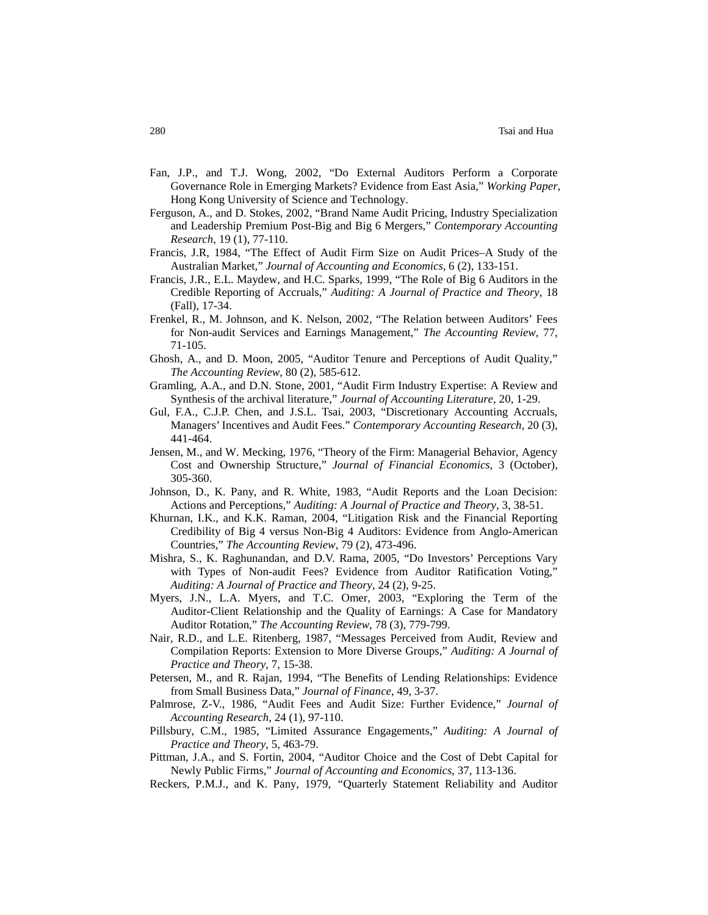Fan, J.P., and T.J. Wong, 2002, "Do External Auditors Perform a Corporate Governance Role in Emerging Markets? Evidence from East Asia," *Working Paper*, Hong Kong University of Science and Technology.

Ferguson, A., and D. Stokes, 2002, "Brand Name Audit Pricing, Industry Specialization and Leadership Premium Post-Big and Big 6 Mergers," *Contemporary Accounting Research*, 19 (1), 77-110.

Francis, J.R, 1984, "The Effect of Audit Firm Size on Audit Prices–A Study of the Australian Market," *Journal of Accounting and Economics*, 6 (2), 133-151.

Francis, J.R., E.L. Maydew, and H.C. Sparks, 1999, "The Role of Big 6 Auditors in the Credible Reporting of Accruals," *Auditing: A Journal of Practice and Theory*, 18 (Fall), 17-34.

Frenkel, R., M. Johnson, and K. Nelson, 2002, "The Relation between Auditors' Fees for Non-audit Services and Earnings Management," *The Accounting Review*, 77, 71-105.

Ghosh, A., and D. Moon, 2005, "Auditor Tenure and Perceptions of Audit Quality," *The Accounting Review*, 80 (2), 585-612.

Gramling, A.A., and D.N. Stone, 2001, "Audit Firm Industry Expertise: A Review and Synthesis of the archival literature," *Journal of Accounting Literature*, 20, 1-29.

Gul, F.A., C.J.P. Chen, and J.S.L. Tsai, 2003, "Discretionary Accounting Accruals, Managers' Incentives and Audit Fees." *Contemporary Accounting Research*, 20 (3), 441-464.

Jensen, M., and W. Mecking, 1976, "Theory of the Firm: Managerial Behavior, Agency Cost and Ownership Structure," *Journal of Financial Economics*, 3 (October), 305-360.

Johnson, D., K. Pany, and R. White, 1983, "Audit Reports and the Loan Decision: Actions and Perceptions," *Auditing: A Journal of Practice and Theory*, 3, 38-51.

Khurnan, I.K., and K.K. Raman, 2004, "Litigation Risk and the Financial Reporting Credibility of Big 4 versus Non-Big 4 Auditors: Evidence from Anglo-American Countries," *The Accounting Review*, 79 (2), 473-496.

Mishra, S., K. Raghunandan, and D.V. Rama, 2005, "Do Investors' Perceptions Vary with Types of Non-audit Fees? Evidence from Auditor Ratification Voting," *Auditing: A Journal of Practice and Theory*, 24 (2), 9-25.

Myers, J.N., L.A. Myers, and T.C. Omer, 2003, "Exploring the Term of the Auditor-Client Relationship and the Quality of Earnings: A Case for Mandatory Auditor Rotation," *The Accounting Review*, 78 (3), 779-799.

Nair, R.D., and L.E. Ritenberg, 1987, "Messages Perceived from Audit, Review and Compilation Reports: Extension to More Diverse Groups," *Auditing: A Journal of Practice and Theory*, 7, 15-38.

Petersen, M., and R. Rajan, 1994, "The Benefits of Lending Relationships: Evidence from Small Business Data," *Journal of Finance*, 49, 3-37.

Palmrose, Z-V., 1986, "Audit Fees and Audit Size: Further Evidence," *Journal of Accounting Research*, 24 (1), 97-110.

Pillsbury, C.M., 1985, "Limited Assurance Engagements," *Auditing: A Journal of Practice and Theory*, 5, 463-79.

Pittman, J.A., and S. Fortin, 2004, "Auditor Choice and the Cost of Debt Capital for Newly Public Firms," *Journal of Accounting and Economics*, 37, 113-136.

Reckers, P.M.J., and K. Pany, 1979, "Quarterly Statement Reliability and Auditor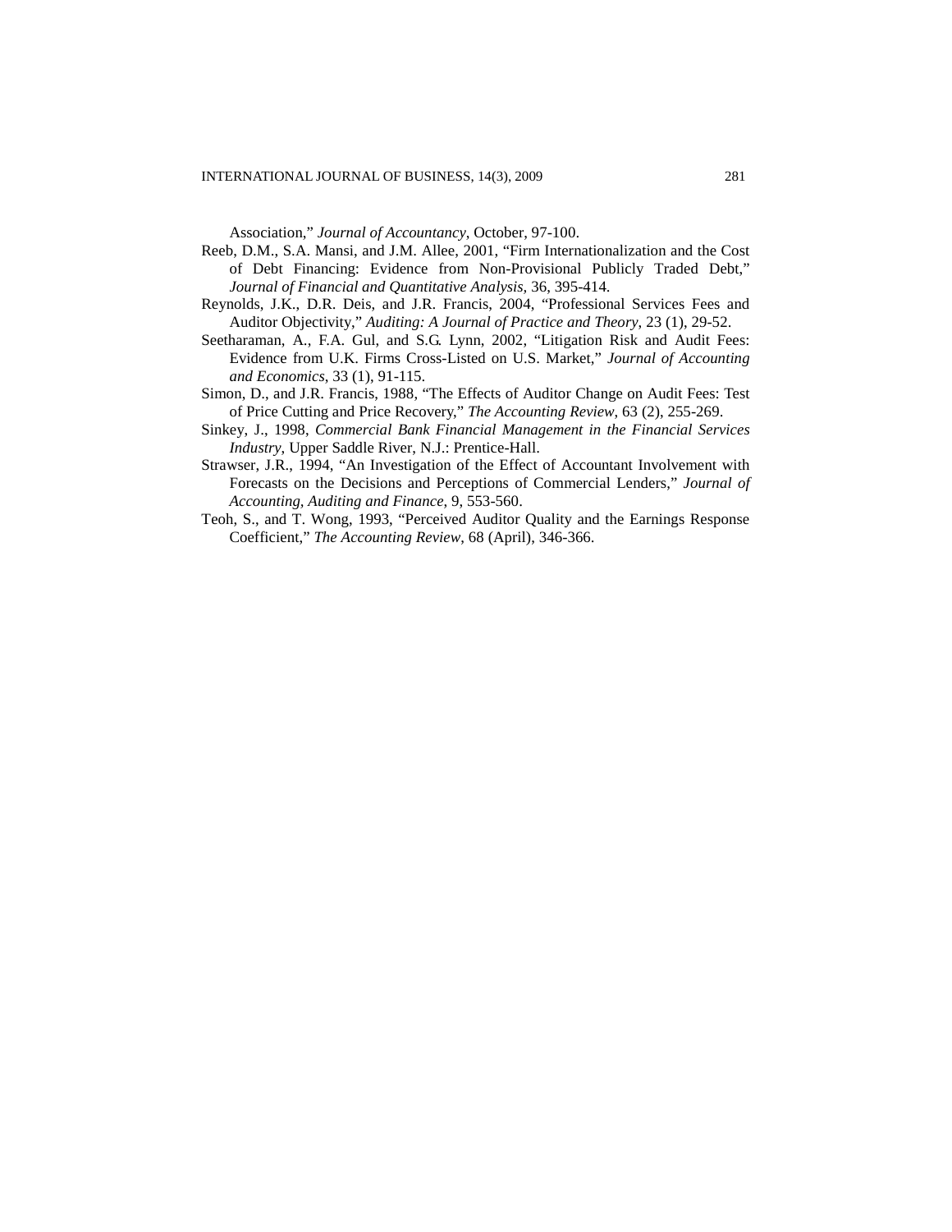Association," *Journal of Accountancy*, October, 97-100.

Reeb, D.M., S.A. Mansi, and J.M. Allee, 2001, "Firm Internationalization and the Cost of Debt Financing: Evidence from Non-Provisional Publicly Traded Debt," *Journal of Financial and Quantitative Analysis,* 36, 395-414.

Reynolds, J.K., D.R. Deis, and J.R. Francis, 2004, "Professional Services Fees and Auditor Objectivity," *Auditing: A Journal of Practice and Theory*, 23 (1), 29-52.

Seetharaman, A., F.A. Gul, and S.G. Lynn, 2002, "Litigation Risk and Audit Fees: Evidence from U.K. Firms Cross-Listed on U.S. Market," *Journal of Accounting and Economics*, 33 (1), 91-115.

Simon, D., and J.R. Francis, 1988, "The Effects of Auditor Change on Audit Fees: Test of Price Cutting and Price Recovery," *The Accounting Review*, 63 (2), 255-269.

Sinkey, J., 1998, *Commercial Bank Financial Management in the Financial Services Industry*, Upper Saddle River, N.J.: Prentice-Hall.

Strawser, J.R., 1994, "An Investigation of the Effect of Accountant Involvement with Forecasts on the Decisions and Perceptions of Commercial Lenders," *Journal of Accounting, Auditing and Finance*, 9, 553-560.

Teoh, S., and T. Wong, 1993, "Perceived Auditor Quality and the Earnings Response Coefficient," *The Accounting Review*, 68 (April), 346-366.